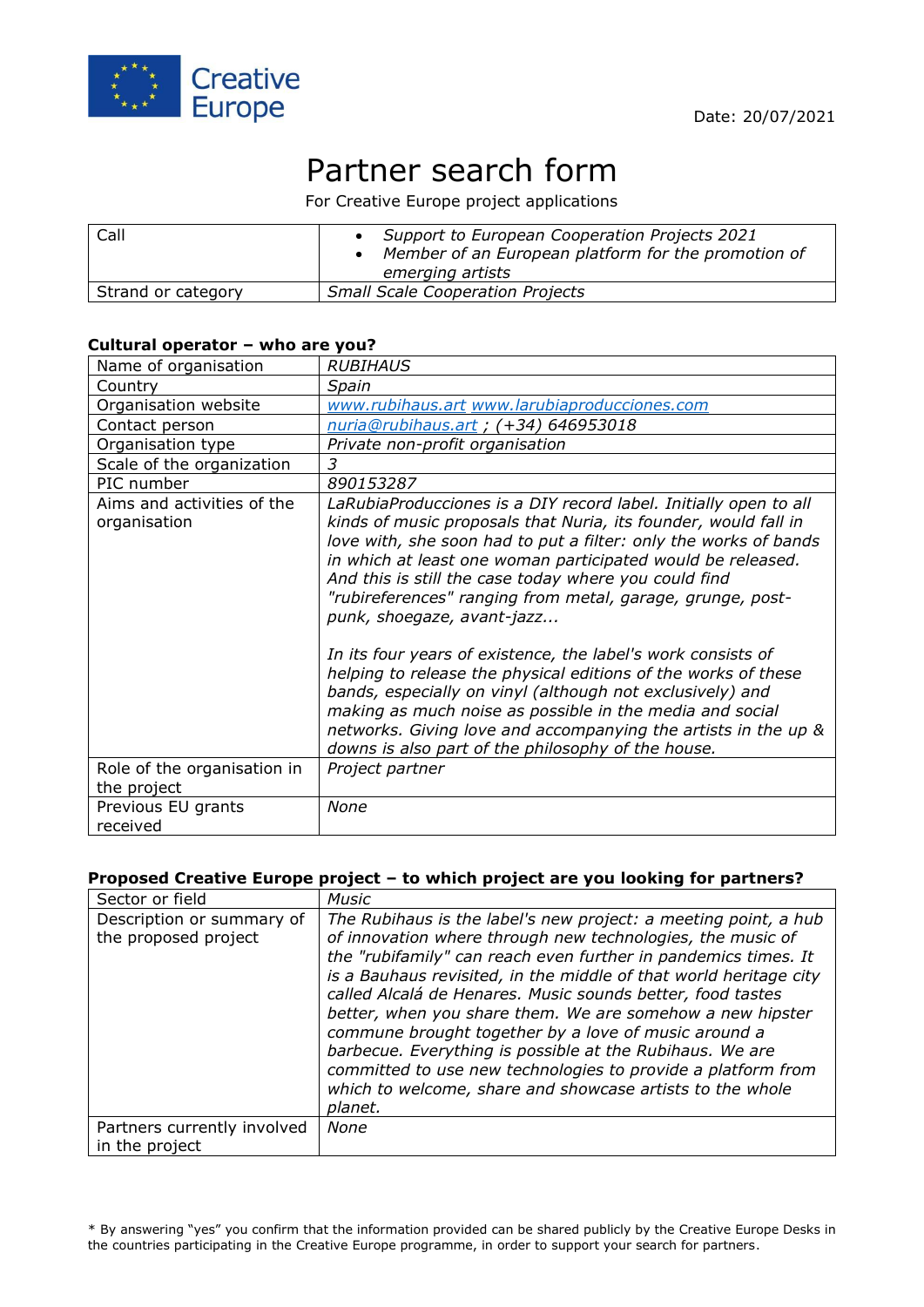Creative Europe

Date: 20/07/2021

# Partner search form

For Creative Europe project applications

| Call | • *Support to European Cooperation Projects 2021*<br>• *Member of an European platform for the promotion of emerging artists* |
|---|---|
| Strand or category | *Small Scale Cooperation Projects* |

### Cultural operator – who are you?

| Name of organisation | *RUBIHAUS* |
|---|---|
| Country | *Spain* |
| Organisation website | *www.rubihaus.art www.larubiaproducciones.com* |
| Contact person | *nuria@rubihaus.art ; (+34) 646953018* |
| Organisation type | *Private non-profit organisation* |
| Scale of the organization | *3* |
| PIC number | *890153287* |
| Aims and activities of the organisation | *LaRubiaProducciones is a DIY record label. Initially open to all kinds of music proposals that Nuria, its founder, would fall in love with, she soon had to put a filter: only the works of bands in which at least one woman participated would be released. And this is still the case today where you could find "rubireferences" ranging from metal, garage, grunge, post-punk, shoegaze, avant-jazz...*<br><br>*In its four years of existence, the label's work consists of helping to release the physical editions of the works of these bands, especially on vinyl (although not exclusively) and making as much noise as possible in the media and social networks. Giving love and accompanying the artists in the up & downs is also part of the philosophy of the house.* |
| Role of the organisation in the project | *Project partner* |
| Previous EU grants received | *None* |

### Proposed Creative Europe project – to which project are you looking for partners?

| Sector or field | *Music* |
|---|---|
| Description or summary of the proposed project | *The Rubihaus is the label's new project: a meeting point, a hub of innovation where through new technologies, the music of the "rubifamily" can reach even further in pandemics times. It is a Bauhaus revisited, in the middle of that world heritage city called Alcalá de Henares. Music sounds better, food tastes better, when you share them. We are somehow a new hipster commune brought together by a love of music around a barbecue. Everything is possible at the Rubihaus. We are committed to use new technologies to provide a platform from which to welcome, share and showcase artists to the whole planet.* |
| Partners currently involved in the project | *None* |

* By answering "yes" you confirm that the information provided can be shared publicly by the Creative Europe Desks in the countries participating in the Creative Europe programme, in order to support your search for partners.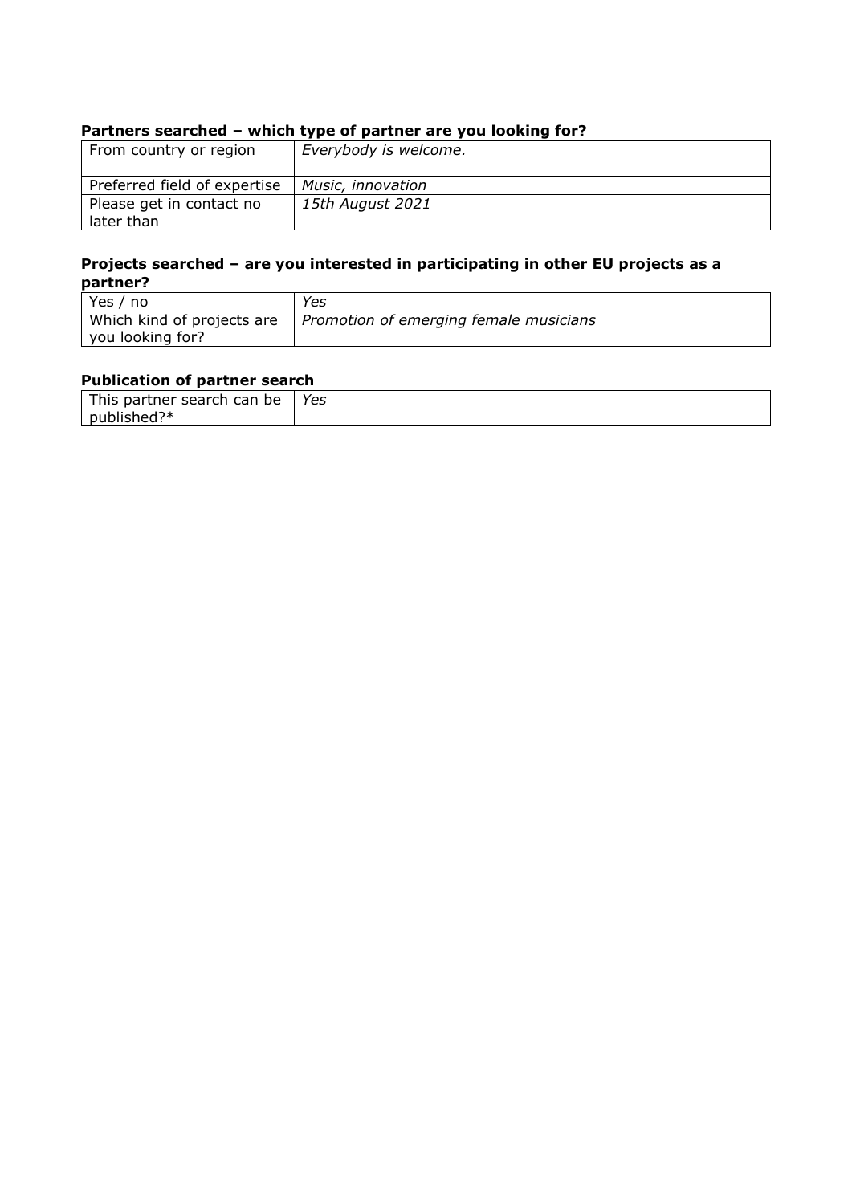**Partners searched – which type of partner are you looking for?**

| | |
|---|---|
| From country or region | *Everybody is welcome.* |
| Preferred field of expertise | *Music, innovation* |
| Please get in contact no later than | *15th August 2021* |

**Projects searched – are you interested in participating in other EU projects as a partner?**

| | |
|---|---|
| Yes / no | *Yes* |
| Which kind of projects are you looking for? | *Promotion of emerging female musicians* |

**Publication of partner search**

| | |
|---|---|
| This partner search can be published?* | *Yes* |